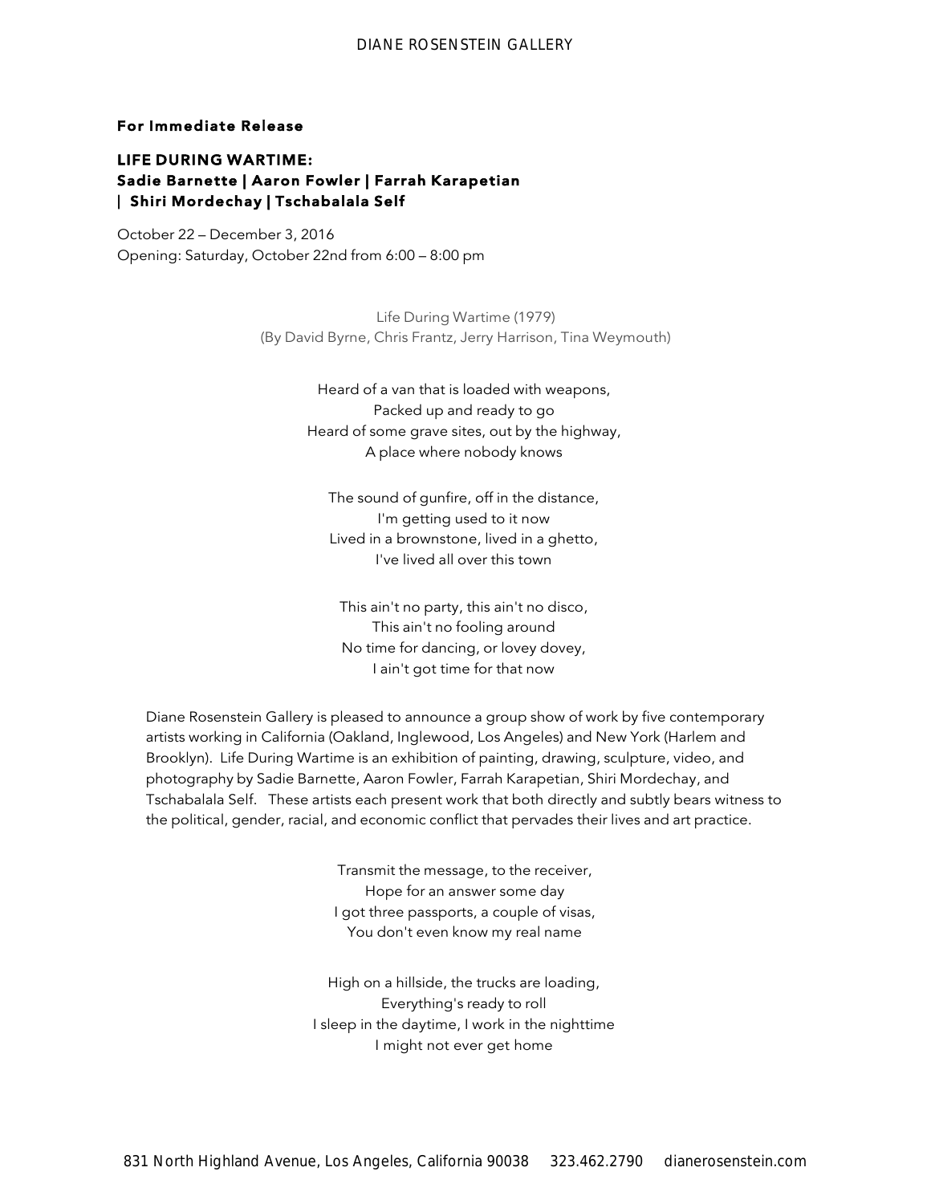**For Immediate Release**

## LIFE DURING WARTIME:
## Sadie Barnette | Aaron Fowler | Farrah Karapetian | Shiri Mordechay | Tschabalala Self

October 22 – December 3, 2016
Opening: Saturday, October 22nd from 6:00 – 8:00 pm

Life During Wartime (1979)
(By David Byrne, Chris Frantz, Jerry Harrison, Tina Weymouth)

Heard of a van that is loaded with weapons,
Packed up and ready to go
Heard of some grave sites, out by the highway,
A place where nobody knows

The sound of gunfire, off in the distance,
I'm getting used to it now
Lived in a brownstone, lived in a ghetto,
I've lived all over this town

This ain't no party, this ain't no disco,
This ain't no fooling around
No time for dancing, or lovey dovey,
I ain't got time for that now

Diane Rosenstein Gallery is pleased to announce a group show of work by five contemporary artists working in California (Oakland, Inglewood, Los Angeles) and New York (Harlem and Brooklyn). Life During Wartime is an exhibition of painting, drawing, sculpture, video, and photography by Sadie Barnette, Aaron Fowler, Farrah Karapetian, Shiri Mordechay, and Tschabalala Self. These artists each present work that both directly and subtly bears witness to the political, gender, racial, and economic conflict that pervades their lives and art practice.

Transmit the message, to the receiver,
Hope for an answer some day
I got three passports, a couple of visas,
You don't even know my real name

High on a hillside, the trucks are loading,
Everything's ready to roll
I sleep in the daytime, I work in the nighttime
I might not ever get home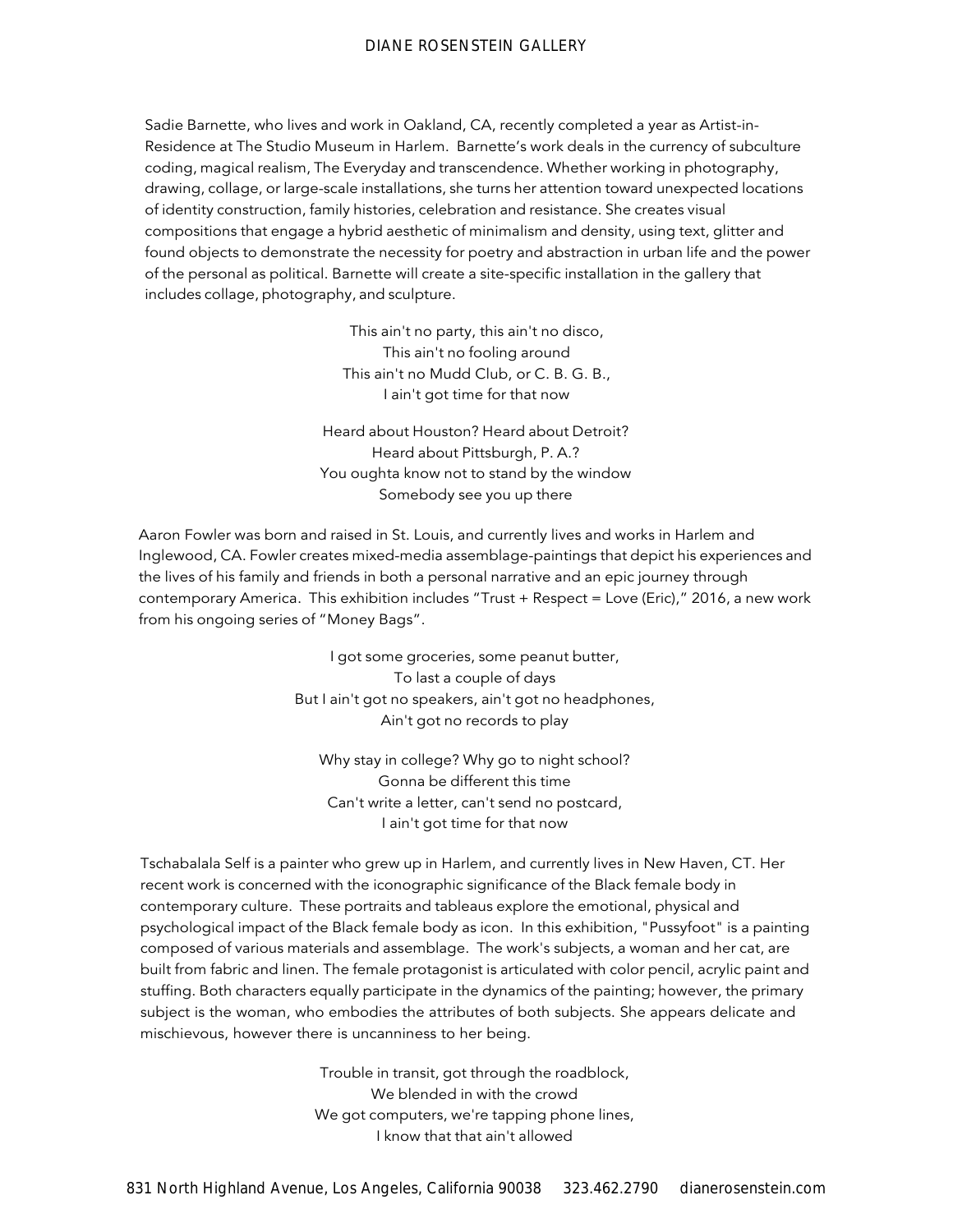Sadie Barnette, who lives and work in Oakland, CA, recently completed a year as Artist-in-Residence at The Studio Museum in Harlem. Barnette's work deals in the currency of subculture coding, magical realism, The Everyday and transcendence. Whether working in photography, drawing, collage, or large-scale installations, she turns her attention toward unexpected locations of identity construction, family histories, celebration and resistance. She creates visual compositions that engage a hybrid aesthetic of minimalism and density, using text, glitter and found objects to demonstrate the necessity for poetry and abstraction in urban life and the power of the personal as political. Barnette will create a site-specific installation in the gallery that includes collage, photography, and sculpture.

This ain't no party, this ain't no disco,
This ain't no fooling around
This ain't no Mudd Club, or C. B. G. B.,
I ain't got time for that now

Heard about Houston? Heard about Detroit?
Heard about Pittsburgh, P. A.?
You oughta know not to stand by the window
Somebody see you up there

Aaron Fowler was born and raised in St. Louis, and currently lives and works in Harlem and Inglewood, CA. Fowler creates mixed-media assemblage-paintings that depict his experiences and the lives of his family and friends in both a personal narrative and an epic journey through contemporary America. This exhibition includes "Trust + Respect = Love (Eric)," 2016, a new work from his ongoing series of "Money Bags".

I got some groceries, some peanut butter,
To last a couple of days
But I ain't got no speakers, ain't got no headphones,
Ain't got no records to play

Why stay in college? Why go to night school?
Gonna be different this time
Can't write a letter, can't send no postcard,
I ain't got time for that now

Tschabalala Self is a painter who grew up in Harlem, and currently lives in New Haven, CT. Her recent work is concerned with the iconographic significance of the Black female body in contemporary culture. These portraits and tableaus explore the emotional, physical and psychological impact of the Black female body as icon. In this exhibition, "Pussyfoot" is a painting composed of various materials and assemblage. The work's subjects, a woman and her cat, are built from fabric and linen. The female protagonist is articulated with color pencil, acrylic paint and stuffing. Both characters equally participate in the dynamics of the painting; however, the primary subject is the woman, who embodies the attributes of both subjects. She appears delicate and mischievous, however there is uncanniness to her being.

Trouble in transit, got through the roadblock,
We blended in with the crowd
We got computers, we're tapping phone lines,
I know that that ain't allowed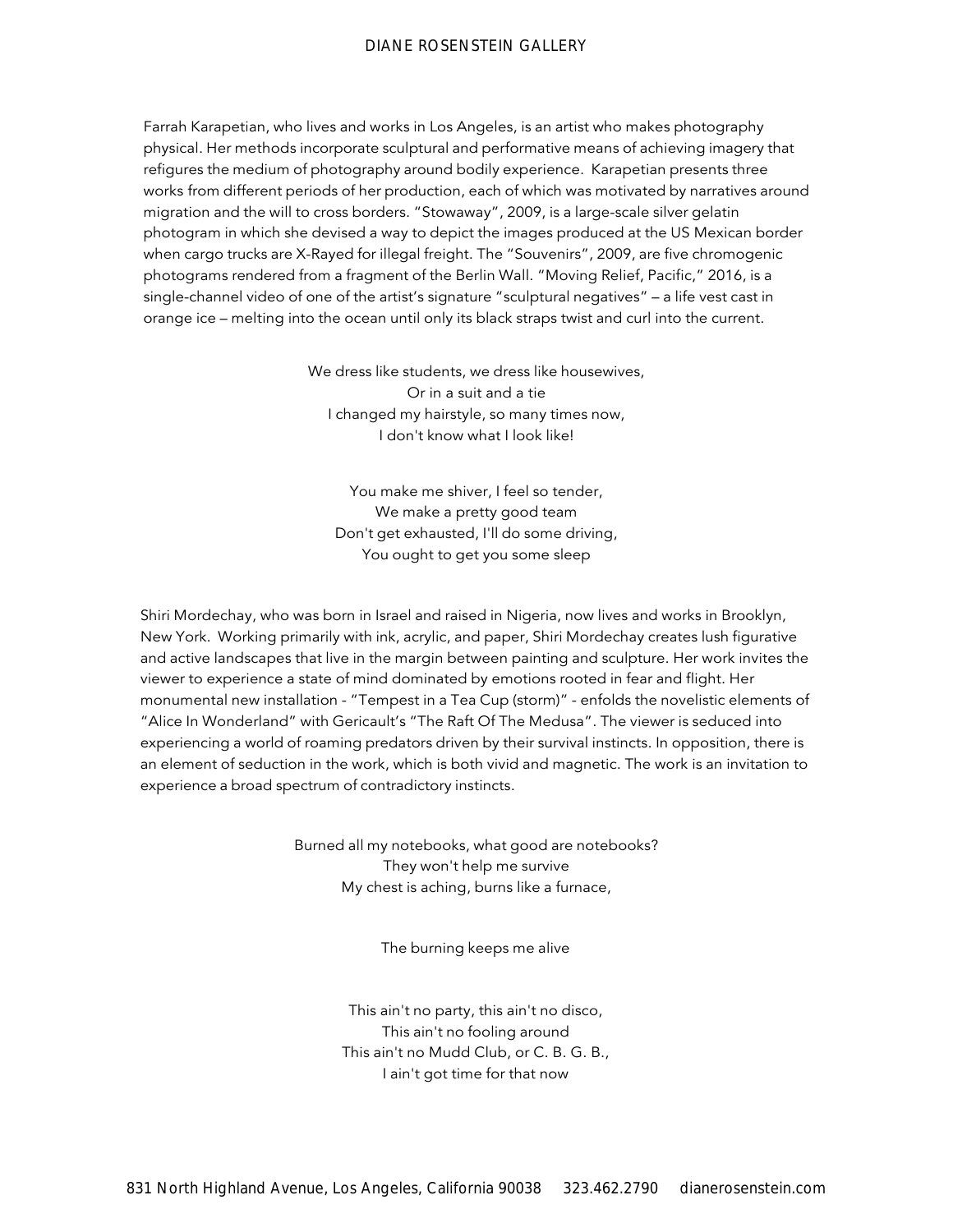Farrah Karapetian, who lives and works in Los Angeles, is an artist who makes photography physical. Her methods incorporate sculptural and performative means of achieving imagery that refigures the medium of photography around bodily experience. Karapetian presents three works from different periods of her production, each of which was motivated by narratives around migration and the will to cross borders. "Stowaway", 2009, is a large-scale silver gelatin photogram in which she devised a way to depict the images produced at the US Mexican border when cargo trucks are X-Rayed for illegal freight. The "Souvenirs", 2009, are five chromogenic photograms rendered from a fragment of the Berlin Wall. "Moving Relief, Pacific," 2016, is a single-channel video of one of the artist's signature "sculptural negatives" — a life vest cast in orange ice — melting into the ocean until only its black straps twist and curl into the current.

We dress like students, we dress like housewives,  
Or in a suit and a tie  
I changed my hairstyle, so many times now,  
I don't know what I look like!

You make me shiver, I feel so tender,  
We make a pretty good team  
Don't get exhausted, I'll do some driving,  
You ought to get you some sleep

Shiri Mordechay, who was born in Israel and raised in Nigeria, now lives and works in Brooklyn, New York. Working primarily with ink, acrylic, and paper, Shiri Mordechay creates lush figurative and active landscapes that live in the margin between painting and sculpture. Her work invites the viewer to experience a state of mind dominated by emotions rooted in fear and flight. Her monumental new installation - "Tempest in a Tea Cup (storm)" - enfolds the novelistic elements of "Alice In Wonderland" with Gericault's "The Raft Of The Medusa". The viewer is seduced into experiencing a world of roaming predators driven by their survival instincts. In opposition, there is an element of seduction in the work, which is both vivid and magnetic. The work is an invitation to experience a broad spectrum of contradictory instincts.

Burned all my notebooks, what good are notebooks?  
They won't help me survive  
My chest is aching, burns like a furnace,

The burning keeps me alive

This ain't no party, this ain't no disco,  
This ain't no fooling around  
This ain't no Mudd Club, or C. B. G. B.,  
I ain't got time for that now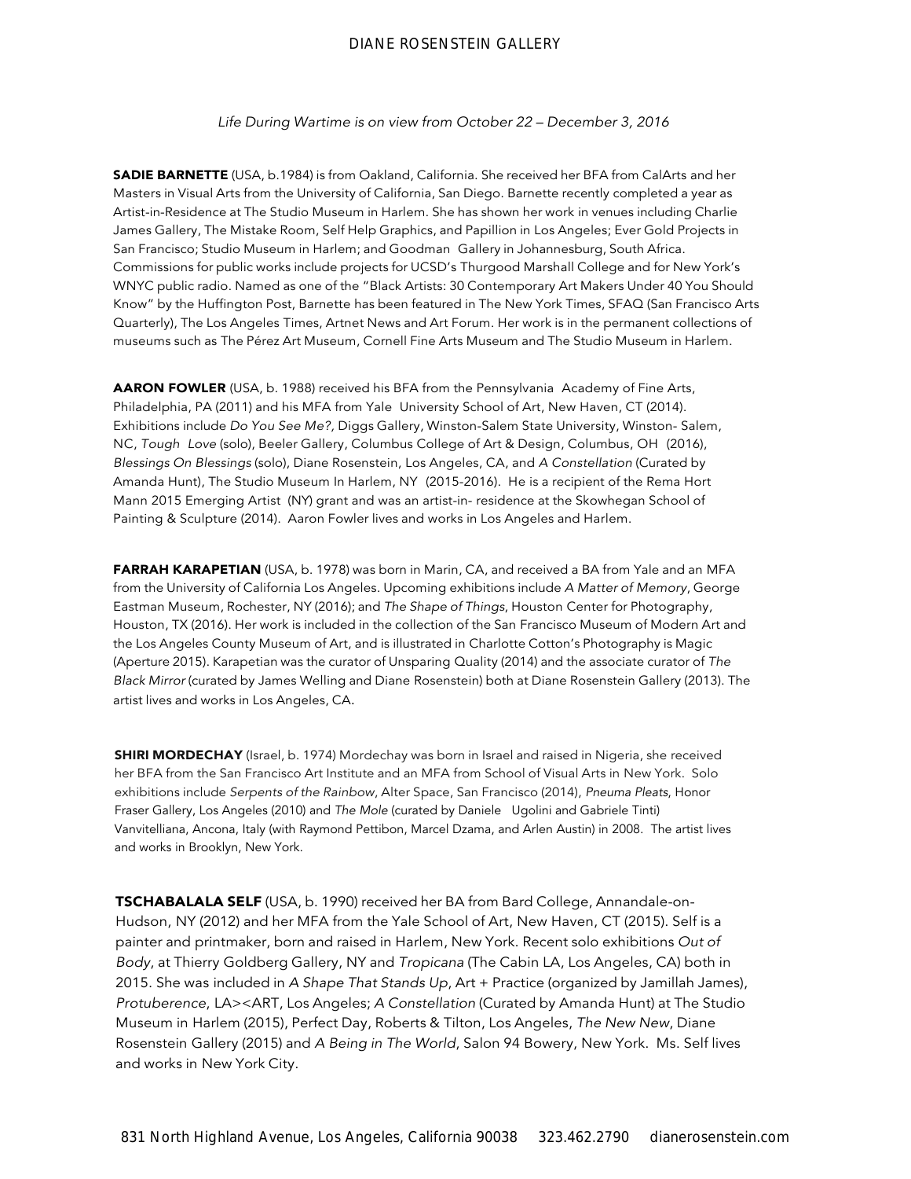*Life During Wartime is on view from October 22 – December 3, 2016*

**SADIE BARNETTE** (USA, b.1984) is from Oakland, California. She received her BFA from CalArts and her Masters in Visual Arts from the University of California, San Diego. Barnette recently completed a year as Artist-in-Residence at The Studio Museum in Harlem. She has shown her work in venues including Charlie James Gallery, The Mistake Room, Self Help Graphics, and Papillion in Los Angeles; Ever Gold Projects in San Francisco; Studio Museum in Harlem; and Goodman Gallery in Johannesburg, South Africa. Commissions for public works include projects for UCSD's Thurgood Marshall College and for New York's WNYC public radio. Named as one of the "Black Artists: 30 Contemporary Art Makers Under 40 You Should Know" by the Huffington Post, Barnette has been featured in The New York Times, SFAQ (San Francisco Arts Quarterly), The Los Angeles Times, Artnet News and Art Forum. Her work is in the permanent collections of museums such as The Pérez Art Museum, Cornell Fine Arts Museum and The Studio Museum in Harlem.

**AARON FOWLER** (USA, b. 1988) received his BFA from the Pennsylvania Academy of Fine Arts, Philadelphia, PA (2011) and his MFA from Yale University School of Art, New Haven, CT (2014). Exhibitions include *Do You See Me?,* Diggs Gallery, Winston-Salem State University, Winston- Salem, NC, *Tough Love* (solo), Beeler Gallery, Columbus College of Art & Design, Columbus, OH (2016), *Blessings On Blessings* (solo), Diane Rosenstein, Los Angeles, CA, and *A Constellation* (Curated by Amanda Hunt), The Studio Museum In Harlem, NY (2015-2016). He is a recipient of the Rema Hort Mann 2015 Emerging Artist (NY) grant and was an artist-in- residence at the Skowhegan School of Painting & Sculpture (2014). Aaron Fowler lives and works in Los Angeles and Harlem.

**FARRAH KARAPETIAN** (USA, b. 1978) was born in Marin, CA, and received a BA from Yale and an MFA from the University of California Los Angeles. Upcoming exhibitions include *A Matter of Memory*, George Eastman Museum, Rochester, NY (2016); and *The Shape of Things*, Houston Center for Photography, Houston, TX (2016). Her work is included in the collection of the San Francisco Museum of Modern Art and the Los Angeles County Museum of Art, and is illustrated in Charlotte Cotton's Photography is Magic (Aperture 2015). Karapetian was the curator of Unsparing Quality (2014) and the associate curator of *The Black Mirror* (curated by James Welling and Diane Rosenstein) both at Diane Rosenstein Gallery (2013). The artist lives and works in Los Angeles, CA.

**SHIRI MORDECHAY** (Israel, b. 1974) Mordechay was born in Israel and raised in Nigeria, she received her BFA from the San Francisco Art Institute and an MFA from School of Visual Arts in New York. Solo exhibitions include *Serpents of the Rainbow*, Alter Space, San Francisco (2014), *Pneuma Pleats*, Honor Fraser Gallery, Los Angeles (2010) and *The Mole* (curated by Daniele Ugolini and Gabriele Tinti) Vanvitelliana, Ancona, Italy (with Raymond Pettibon, Marcel Dzama, and Arlen Austin) in 2008. The artist lives and works in Brooklyn, New York.

**TSCHABALALA SELF** (USA, b. 1990) received her BA from Bard College, Annandale-on-Hudson, NY (2012) and her MFA from the Yale School of Art, New Haven, CT (2015). Self is a painter and printmaker, born and raised in Harlem, New York. Recent solo exhibitions *Out of Body*, at Thierry Goldberg Gallery, NY and *Tropicana* (The Cabin LA, Los Angeles, CA) both in 2015. She was included in *A Shape That Stands Up*, Art + Practice (organized by Jamillah James), *Protuberence*, LA><ART, Los Angeles; *A Constellation* (Curated by Amanda Hunt) at The Studio Museum in Harlem (2015), Perfect Day, Roberts & Tilton, Los Angeles, *The New New*, Diane Rosenstein Gallery (2015) and *A Being in The World*, Salon 94 Bowery, New York. Ms. Self lives and works in New York City.